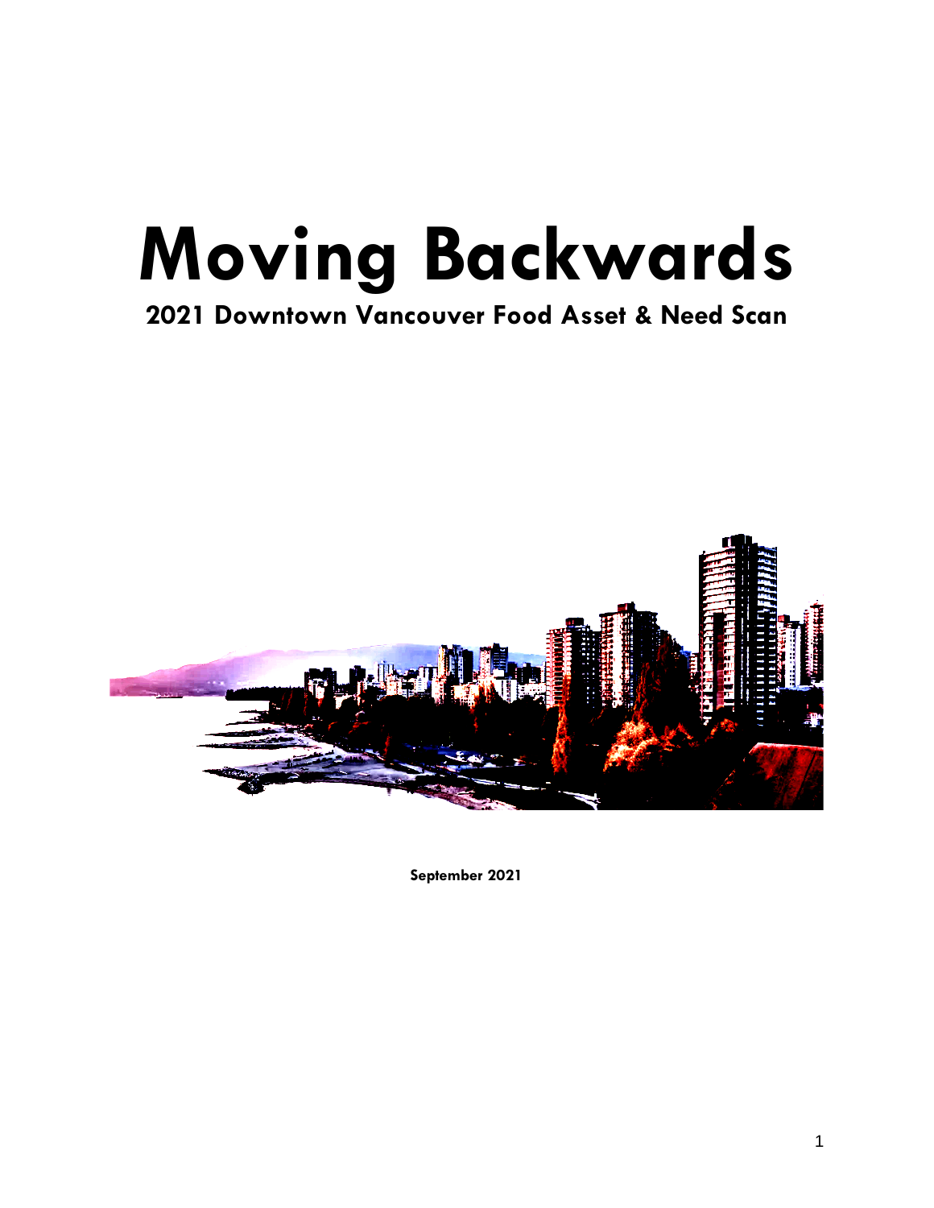# Moving Backwards

## 2021 Downtown Vancouver Food Asset & Need Scan

**September 2021**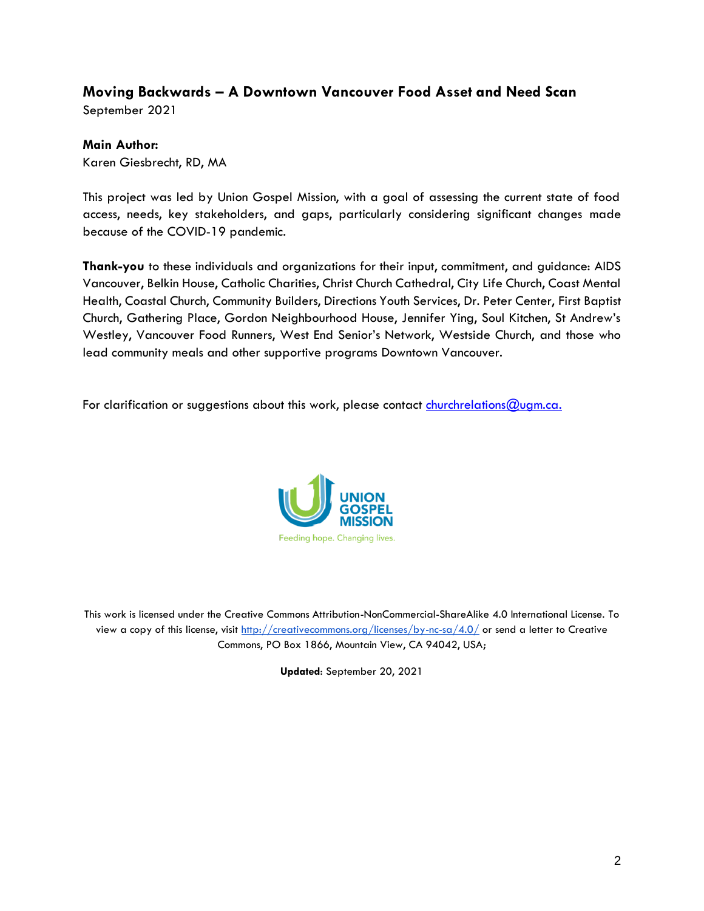**Moving Backwards – A Downtown Vancouver Food Asset and Need Scan**
September 2021

**Main Author:**
Karen Giesbrecht, RD, MA

This project was led by Union Gospel Mission, with a goal of assessing the current state of food access, needs, key stakeholders, and gaps, particularly considering significant changes made because of the COVID-19 pandemic.

**Thank-you** to these individuals and organizations for their input, commitment, and guidance: AIDS Vancouver, Belkin House, Catholic Charities, Christ Church Cathedral, City Life Church, Coast Mental Health, Coastal Church, Community Builders, Directions Youth Services, Dr. Peter Center, First Baptist Church, Gathering Place, Gordon Neighbourhood House, Jennifer Ying, Soul Kitchen, St Andrew's Westley, Vancouver Food Runners, West End Senior's Network, Westside Church, and those who lead community meals and other supportive programs Downtown Vancouver.

For clarification or suggestions about this work, please contact churchrelations@ugm.ca.

UNION GOSPEL MISSION
Feeding hope. Changing lives.

This work is licensed under the Creative Commons Attribution-NonCommercial-ShareAlike 4.0 International License. To view a copy of this license, visit http://creativecommons.org/licenses/by-nc-sa/4.0/ or send a letter to Creative Commons, PO Box 1866, Mountain View, CA 94042, USA;

**Updated**: September 20, 2021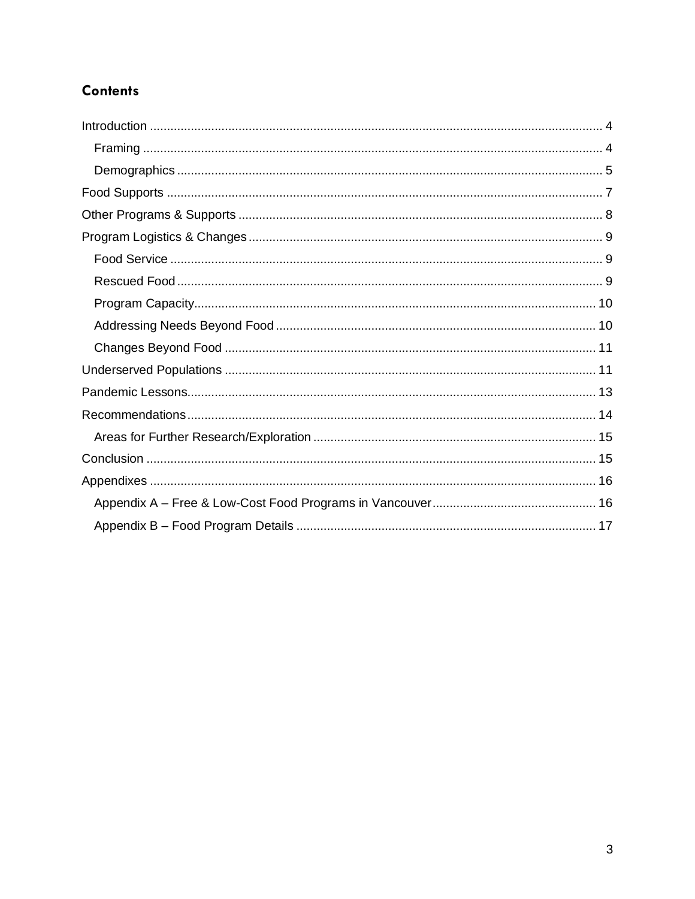## Contents

Introduction ........................................................................................................................ 4

- Framing ........................................................................................................................ 4
- Demographics .............................................................................................................. 5

Food Supports ..................................................................................................................... 7

Other Programs & Supports ................................................................................................ 8

Program Logistics & Changes ............................................................................................. 9

- Food Service ................................................................................................................ 9
- Rescued Food .............................................................................................................. 9
- Program Capacity ....................................................................................................... 10
- Addressing Needs Beyond Food ................................................................................ 10
- Changes Beyond Food ............................................................................................... 11

Underserved Populations ................................................................................................... 11

Pandemic Lessons ............................................................................................................. 13

Recommendations ............................................................................................................. 14

- Areas for Further Research/Exploration ...................................................................... 15

Conclusion ......................................................................................................................... 15

Appendixes ........................................................................................................................ 16

- Appendix A – Free & Low-Cost Food Programs in Vancouver .................................... 16
- Appendix B – Food Program Details ........................................................................... 17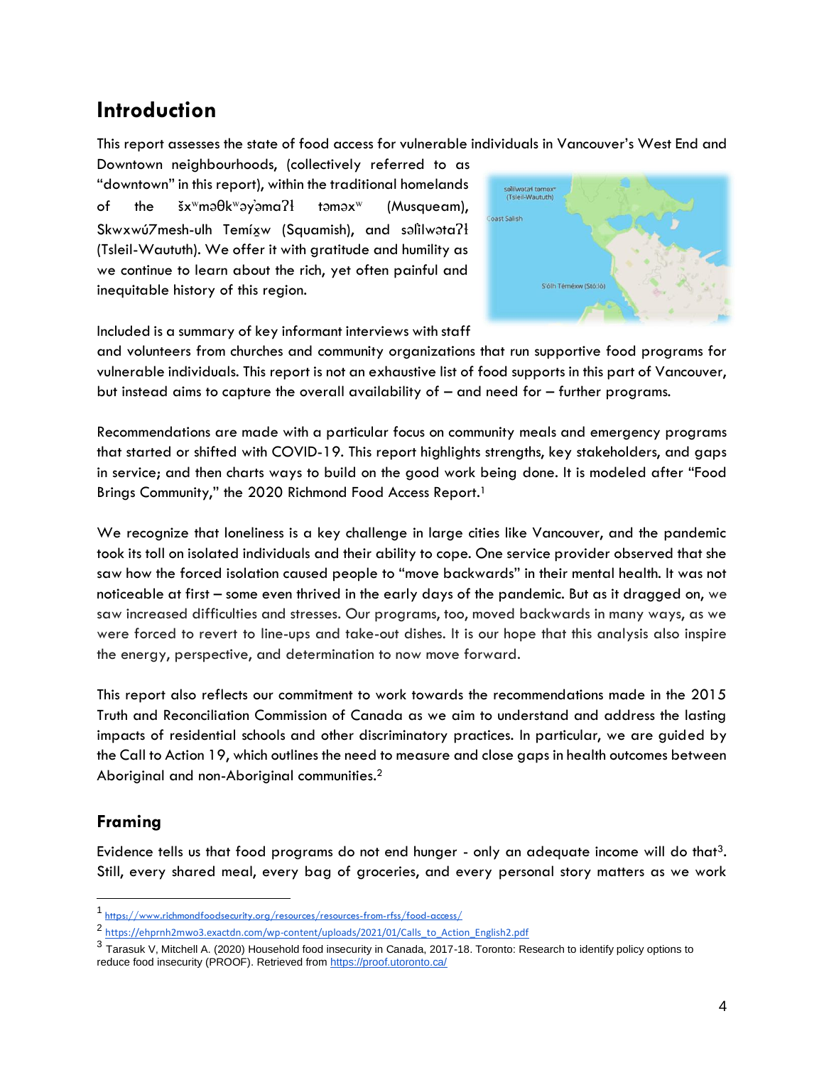## Introduction

This report assesses the state of food access for vulnerable individuals in Vancouver's West End and Downtown neighbourhoods, (collectively referred to as "downtown" in this report), within the traditional homelands of the šxʷməθkʷəy̓əmaʔɬ təməxʷ (Musqueam), Skwxwú7mesh-ulh Temíx̱w (Squamish), and səl̓ilwətaʔɬ (Tsleil-Waututh). We offer it with gratitude and humility as we continue to learn about the rich, yet often painful and inequitable history of this region.

Included is a summary of key informant interviews with staff and volunteers from churches and community organizations that run supportive food programs for vulnerable individuals. This report is not an exhaustive list of food supports in this part of Vancouver, but instead aims to capture the overall availability of – and need for – further programs.

Recommendations are made with a particular focus on community meals and emergency programs that started or shifted with COVID-19. This report highlights strengths, key stakeholders, and gaps in service; and then charts ways to build on the good work being done. It is modeled after "Food Brings Community," the 2020 Richmond Food Access Report.[1]

We recognize that loneliness is a key challenge in large cities like Vancouver, and the pandemic took its toll on isolated individuals and their ability to cope. One service provider observed that she saw how the forced isolation caused people to "move backwards" in their mental health. It was not noticeable at first – some even thrived in the early days of the pandemic. But as it dragged on, we saw increased difficulties and stresses. Our programs, too, moved backwards in many ways, as we were forced to revert to line-ups and take-out dishes. It is our hope that this analysis also inspire the energy, perspective, and determination to now move forward.

This report also reflects our commitment to work towards the recommendations made in the 2015 Truth and Reconciliation Commission of Canada as we aim to understand and address the lasting impacts of residential schools and other discriminatory practices. In particular, we are guided by the Call to Action 19, which outlines the need to measure and close gaps in health outcomes between Aboriginal and non-Aboriginal communities.[2]

### Framing

Evidence tells us that food programs do not end hunger - only an adequate income will do that[3]. Still, every shared meal, every bag of groceries, and every personal story matters as we work

---

[1] https://www.richmondfoodsecurity.org/resources/resources-from-rfss/food-access/

[2] https://ehprnh2mwo3.exactdn.com/wp-content/uploads/2021/01/Calls_to_Action_English2.pdf

[3] Tarasuk V, Mitchell A. (2020) Household food insecurity in Canada, 2017-18. Toronto: Research to identify policy options to reduce food insecurity (PROOF). Retrieved from https://proof.utoronto.ca/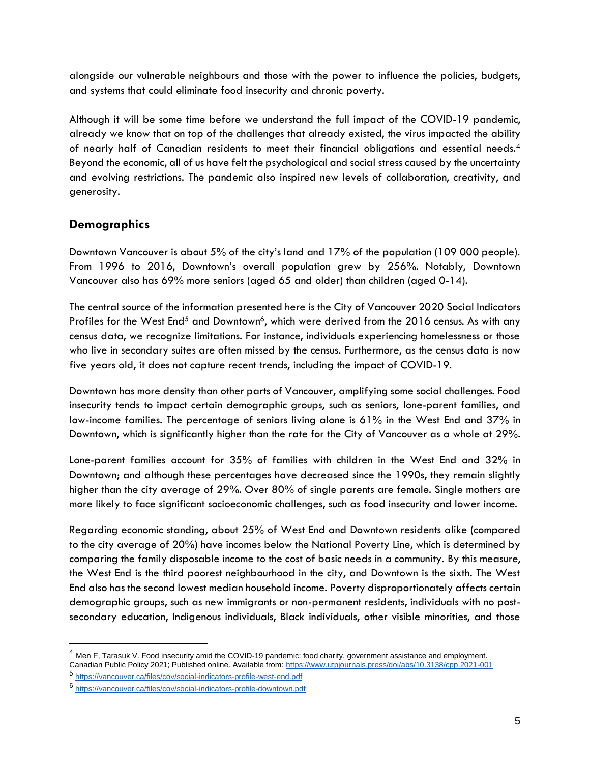alongside our vulnerable neighbours and those with the power to influence the policies, budgets, and systems that could eliminate food insecurity and chronic poverty.

Although it will be some time before we understand the full impact of the COVID-19 pandemic, already we know that on top of the challenges that already existed, the virus impacted the ability of nearly half of Canadian residents to meet their financial obligations and essential needs.[4] Beyond the economic, all of us have felt the psychological and social stress caused by the uncertainty and evolving restrictions. The pandemic also inspired new levels of collaboration, creativity, and generosity.

## Demographics

Downtown Vancouver is about 5% of the city's land and 17% of the population (109 000 people). From 1996 to 2016, Downtown's overall population grew by 256%. Notably, Downtown Vancouver also has 69% more seniors (aged 65 and older) than children (aged 0-14).

The central source of the information presented here is the City of Vancouver 2020 Social Indicators Profiles for the West End[5] and Downtown[6], which were derived from the 2016 census. As with any census data, we recognize limitations. For instance, individuals experiencing homelessness or those who live in secondary suites are often missed by the census. Furthermore, as the census data is now five years old, it does not capture recent trends, including the impact of COVID-19.

Downtown has more density than other parts of Vancouver, amplifying some social challenges. Food insecurity tends to impact certain demographic groups, such as seniors, lone-parent families, and low-income families. The percentage of seniors living alone is 61% in the West End and 37% in Downtown, which is significantly higher than the rate for the City of Vancouver as a whole at 29%.

Lone-parent families account for 35% of families with children in the West End and 32% in Downtown; and although these percentages have decreased since the 1990s, they remain slightly higher than the city average of 29%. Over 80% of single parents are female. Single mothers are more likely to face significant socioeconomic challenges, such as food insecurity and lower income.

Regarding economic standing, about 25% of West End and Downtown residents alike (compared to the city average of 20%) have incomes below the National Poverty Line, which is determined by comparing the family disposable income to the cost of basic needs in a community. By this measure, the West End is the third poorest neighbourhood in the city, and Downtown is the sixth. The West End also has the second lowest median household income. Poverty disproportionately affects certain demographic groups, such as new immigrants or non-permanent residents, individuals with no post-secondary education, Indigenous individuals, Black individuals, other visible minorities, and those

---

[4] Men F, Tarasuk V. Food insecurity amid the COVID-19 pandemic: food charity, government assistance and employment. Canadian Public Policy 2021; Published online. Available from: https://www.utpjournals.press/doi/abs/10.3138/cpp.2021-001

[5] https://vancouver.ca/files/cov/social-indicators-profile-west-end.pdf

[6] https://vancouver.ca/files/cov/social-indicators-profile-downtown.pdf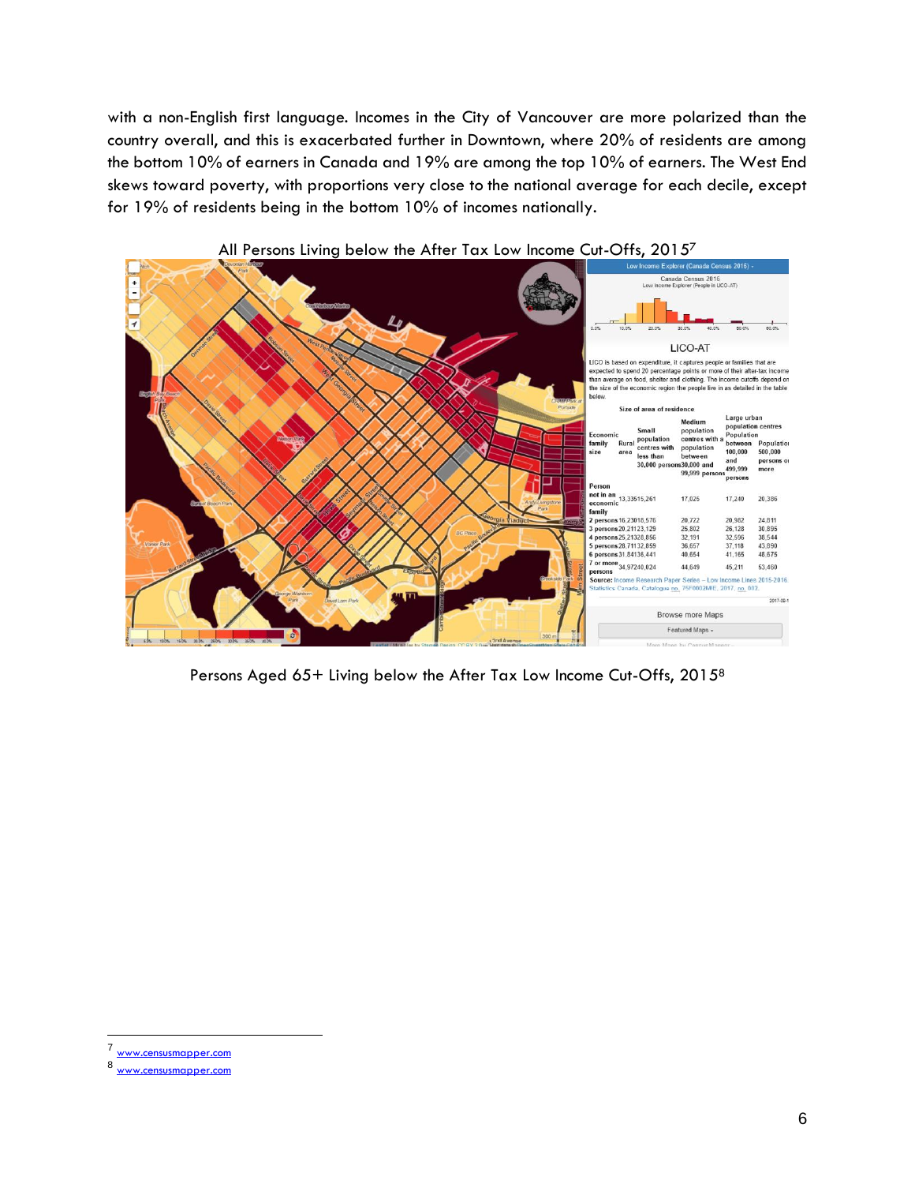with a non-English first language. Incomes in the City of Vancouver are more polarized than the country overall, and this is exacerbated further in Downtown, where 20% of residents are among the bottom 10% of earners in Canada and 19% are among the top 10% of earners. The West End skews toward poverty, with proportions very close to the national average for each decile, except for 19% of residents being in the bottom 10% of incomes nationally.

All Persons Living below the After Tax Low Income Cut-Offs, 2015[7]

Persons Aged 65+ Living below the After Tax Low Income Cut-Offs, 2015[8]

---

7 www.censusmapper.com

8 www.censusmapper.com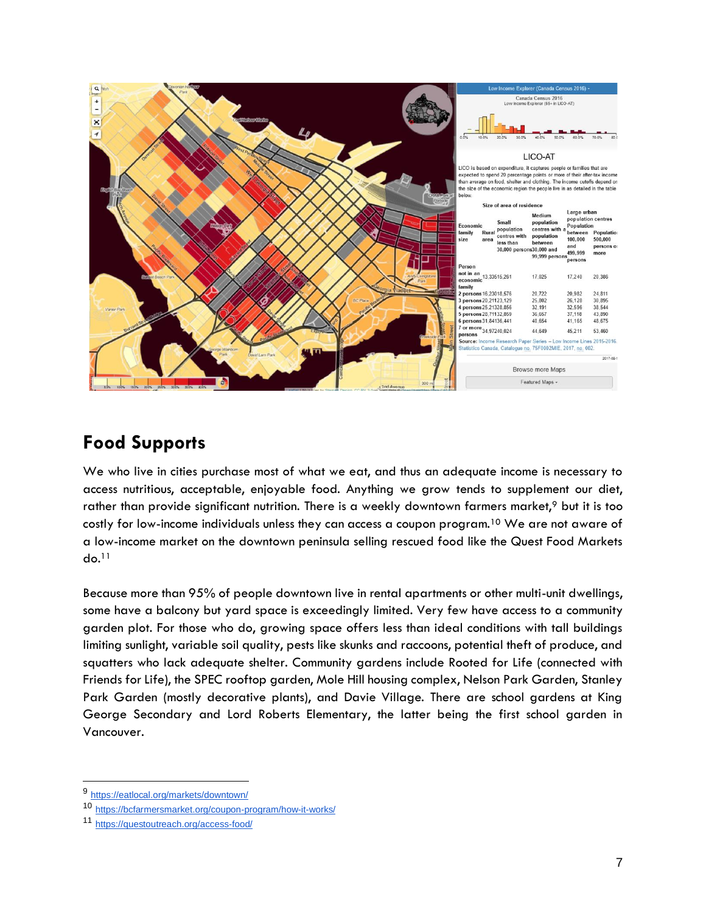## Food Supports

We who live in cities purchase most of what we eat, and thus an adequate income is necessary to access nutritious, acceptable, enjoyable food. Anything we grow tends to supplement our diet, rather than provide significant nutrition. There is a weekly downtown farmers market,[9] but it is too costly for low-income individuals unless they can access a coupon program.[10] We are not aware of a low-income market on the downtown peninsula selling rescued food like the Quest Food Markets do.[11]

Because more than 95% of people downtown live in rental apartments or other multi-unit dwellings, some have a balcony but yard space is exceedingly limited. Very few have access to a community garden plot. For those who do, growing space offers less than ideal conditions with tall buildings limiting sunlight, variable soil quality, pests like skunks and raccoons, potential theft of produce, and squatters who lack adequate shelter. Community gardens include Rooted for Life (connected with Friends for Life), the SPEC rooftop garden, Mole Hill housing complex, Nelson Park Garden, Stanley Park Garden (mostly decorative plants), and Davie Village. There are school gardens at King George Secondary and Lord Roberts Elementary, the latter being the first school garden in Vancouver.

---

9 https://eatlocal.org/markets/downtown/

10 https://bcfarmersmarket.org/coupon-program/how-it-works/

11 https://questoutreach.org/access-food/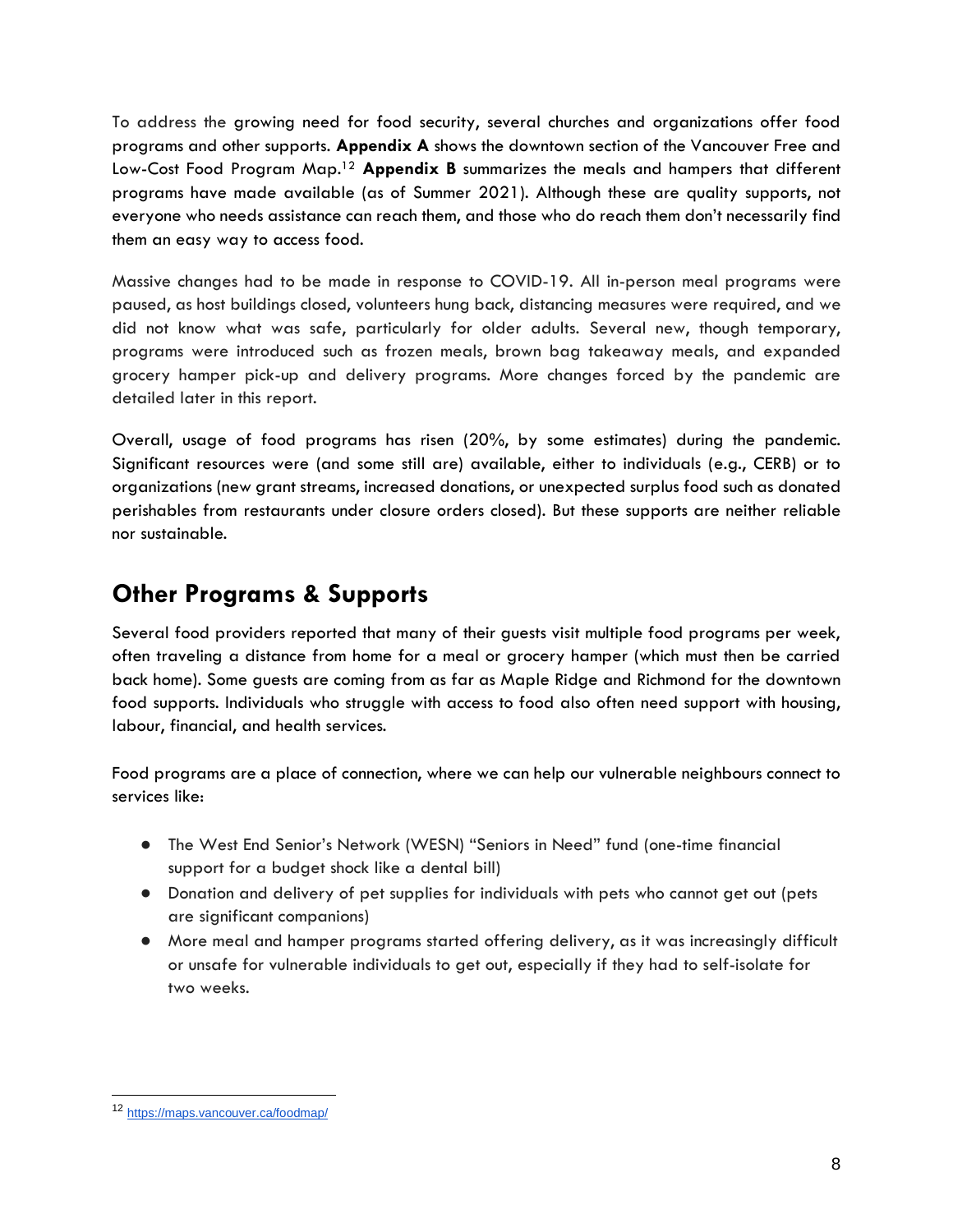To address the growing need for food security, several churches and organizations offer food programs and other supports. **Appendix A** shows the downtown section of the Vancouver Free and Low-Cost Food Program Map.[12] **Appendix B** summarizes the meals and hampers that different programs have made available (as of Summer 2021). Although these are quality supports, not everyone who needs assistance can reach them, and those who do reach them don't necessarily find them an easy way to access food.

Massive changes had to be made in response to COVID-19. All in-person meal programs were paused, as host buildings closed, volunteers hung back, distancing measures were required, and we did not know what was safe, particularly for older adults. Several new, though temporary, programs were introduced such as frozen meals, brown bag takeaway meals, and expanded grocery hamper pick-up and delivery programs. More changes forced by the pandemic are detailed later in this report.

Overall, usage of food programs has risen (20%, by some estimates) during the pandemic. Significant resources were (and some still are) available, either to individuals (e.g., CERB) or to organizations (new grant streams, increased donations, or unexpected surplus food such as donated perishables from restaurants under closure orders closed). But these supports are neither reliable nor sustainable.

## Other Programs & Supports

Several food providers reported that many of their guests visit multiple food programs per week, often traveling a distance from home for a meal or grocery hamper (which must then be carried back home). Some guests are coming from as far as Maple Ridge and Richmond for the downtown food supports. Individuals who struggle with access to food also often need support with housing, labour, financial, and health services.

Food programs are a place of connection, where we can help our vulnerable neighbours connect to services like:

- The West End Senior's Network (WESN) "Seniors in Need" fund (one-time financial support for a budget shock like a dental bill)
- Donation and delivery of pet supplies for individuals with pets who cannot get out (pets are significant companions)
- More meal and hamper programs started offering delivery, as it was increasingly difficult or unsafe for vulnerable individuals to get out, especially if they had to self-isolate for two weeks.

---

[12] https://maps.vancouver.ca/foodmap/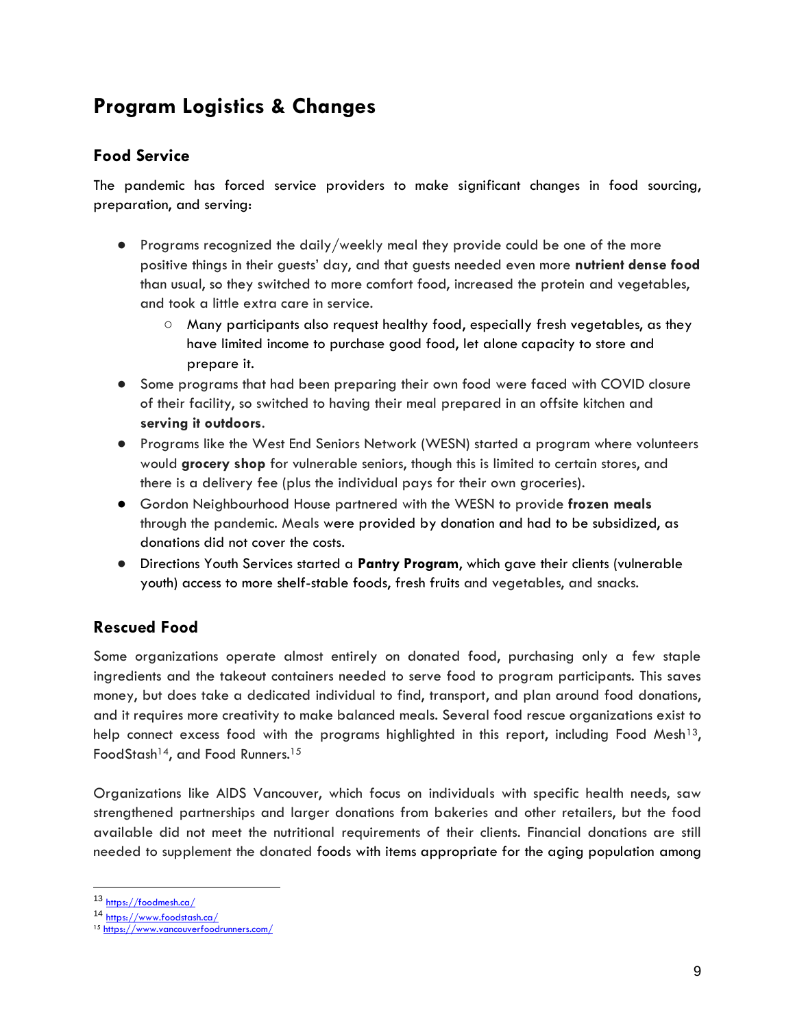## Program Logistics & Changes

### Food Service

The pandemic has forced service providers to make significant changes in food sourcing, preparation, and serving:

- Programs recognized the daily/weekly meal they provide could be one of the more positive things in their guests' day, and that guests needed even more **nutrient dense food** than usual, so they switched to more comfort food, increased the protein and vegetables, and took a little extra care in service.
  - Many participants also request healthy food, especially fresh vegetables, as they have limited income to purchase good food, let alone capacity to store and prepare it.
- Some programs that had been preparing their own food were faced with COVID closure of their facility, so switched to having their meal prepared in an offsite kitchen and **serving it outdoors**.
- Programs like the West End Seniors Network (WESN) started a program where volunteers would **grocery shop** for vulnerable seniors, though this is limited to certain stores, and there is a delivery fee (plus the individual pays for their own groceries).
- Gordon Neighbourhood House partnered with the WESN to provide **frozen meals** through the pandemic. Meals were provided by donation and had to be subsidized, as donations did not cover the costs.
- Directions Youth Services started a **Pantry Program**, which gave their clients (vulnerable youth) access to more shelf-stable foods, fresh fruits and vegetables, and snacks.

### Rescued Food

Some organizations operate almost entirely on donated food, purchasing only a few staple ingredients and the takeout containers needed to serve food to program participants. This saves money, but does take a dedicated individual to find, transport, and plan around food donations, and it requires more creativity to make balanced meals. Several food rescue organizations exist to help connect excess food with the programs highlighted in this report, including Food Mesh[13], FoodStash[14], and Food Runners.[15]

Organizations like AIDS Vancouver, which focus on individuals with specific health needs, saw strengthened partnerships and larger donations from bakeries and other retailers, but the food available did not meet the nutritional requirements of their clients. Financial donations are still needed to supplement the donated foods with items appropriate for the aging population among

---

[13] https://foodmesh.ca/

[14] https://www.foodstash.ca/

[15] https://www.vancouverfoodrunners.com/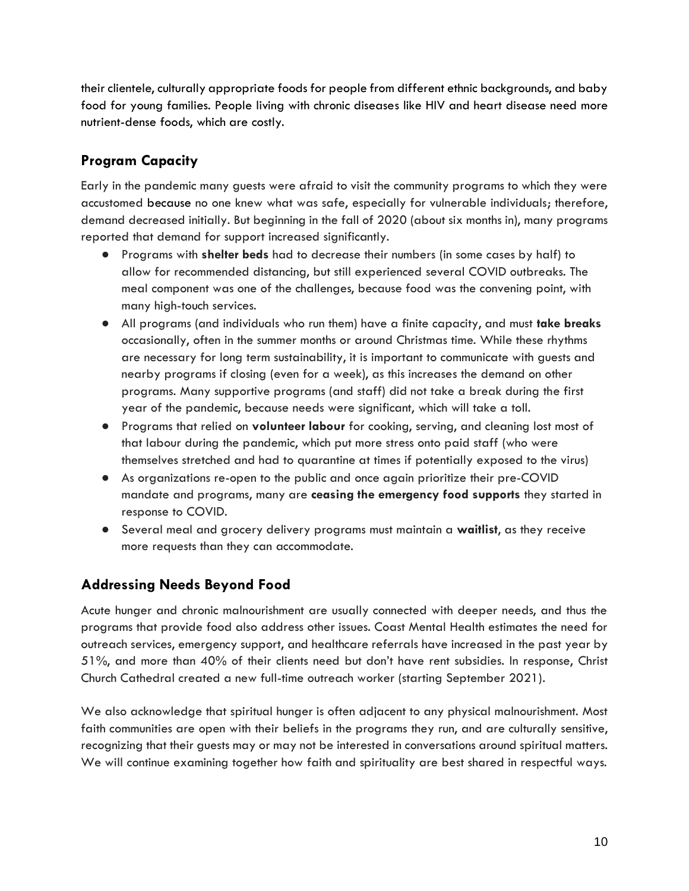their clientele, culturally appropriate foods for people from different ethnic backgrounds, and baby food for young families. People living with chronic diseases like HIV and heart disease need more nutrient-dense foods, which are costly.

## Program Capacity

Early in the pandemic many guests were afraid to visit the community programs to which they were accustomed because no one knew what was safe, especially for vulnerable individuals; therefore, demand decreased initially. But beginning in the fall of 2020 (about six months in), many programs reported that demand for support increased significantly.

- Programs with **shelter beds** had to decrease their numbers (in some cases by half) to allow for recommended distancing, but still experienced several COVID outbreaks. The meal component was one of the challenges, because food was the convening point, with many high-touch services.
- All programs (and individuals who run them) have a finite capacity, and must **take breaks** occasionally, often in the summer months or around Christmas time. While these rhythms are necessary for long term sustainability, it is important to communicate with guests and nearby programs if closing (even for a week), as this increases the demand on other programs. Many supportive programs (and staff) did not take a break during the first year of the pandemic, because needs were significant, which will take a toll.
- Programs that relied on **volunteer labour** for cooking, serving, and cleaning lost most of that labour during the pandemic, which put more stress onto paid staff (who were themselves stretched and had to quarantine at times if potentially exposed to the virus)
- As organizations re-open to the public and once again prioritize their pre-COVID mandate and programs, many are **ceasing the emergency food supports** they started in response to COVID.
- Several meal and grocery delivery programs must maintain a **waitlist**, as they receive more requests than they can accommodate.

## Addressing Needs Beyond Food

Acute hunger and chronic malnourishment are usually connected with deeper needs, and thus the programs that provide food also address other issues. Coast Mental Health estimates the need for outreach services, emergency support, and healthcare referrals have increased in the past year by 51%, and more than 40% of their clients need but don't have rent subsidies. In response, Christ Church Cathedral created a new full-time outreach worker (starting September 2021).

We also acknowledge that spiritual hunger is often adjacent to any physical malnourishment. Most faith communities are open with their beliefs in the programs they run, and are culturally sensitive, recognizing that their guests may or may not be interested in conversations around spiritual matters. We will continue examining together how faith and spirituality are best shared in respectful ways.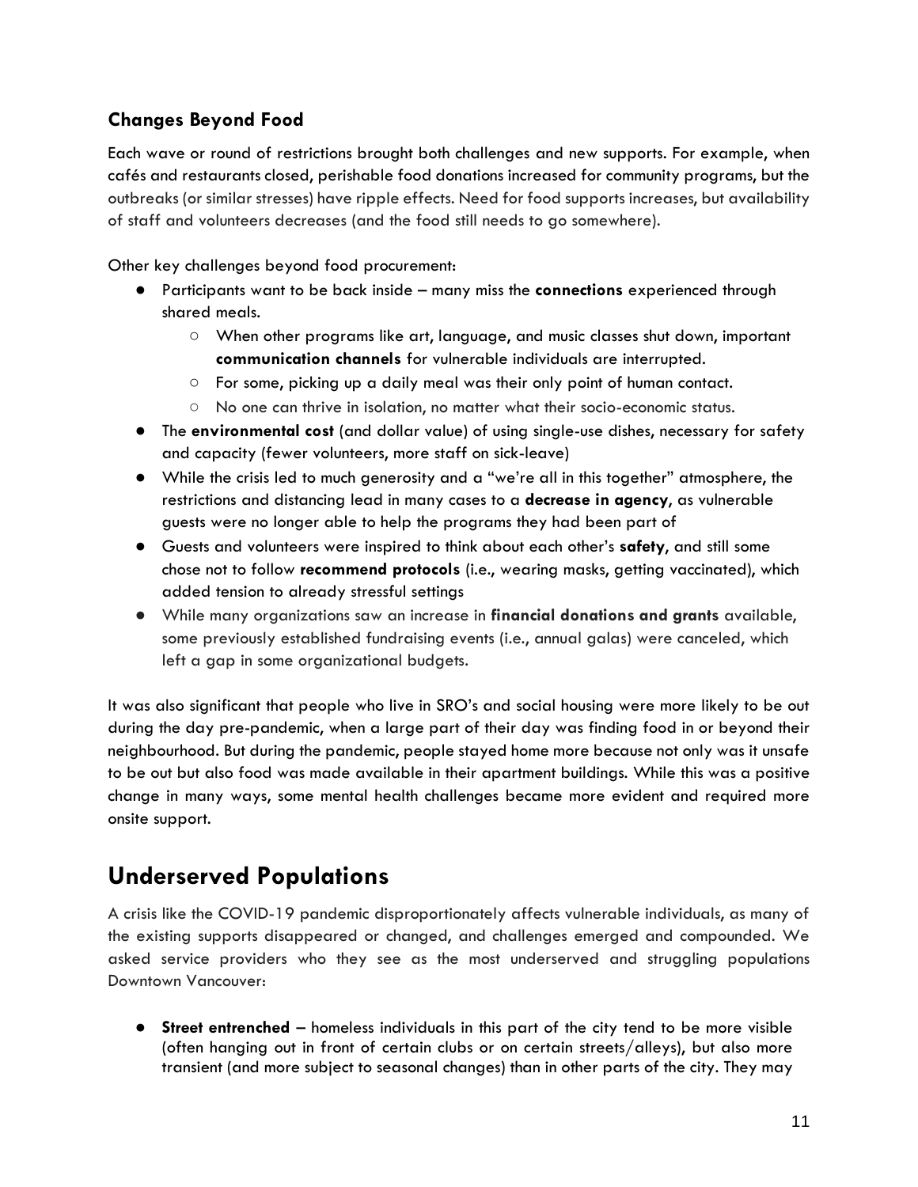### Changes Beyond Food

Each wave or round of restrictions brought both challenges and new supports. For example, when cafés and restaurants closed, perishable food donations increased for community programs, but the outbreaks (or similar stresses) have ripple effects. Need for food supports increases, but availability of staff and volunteers decreases (and the food still needs to go somewhere).

Other key challenges beyond food procurement:

- Participants want to be back inside – many miss the **connections** experienced through shared meals.
  - When other programs like art, language, and music classes shut down, important **communication channels** for vulnerable individuals are interrupted.
  - For some, picking up a daily meal was their only point of human contact.
  - No one can thrive in isolation, no matter what their socio-economic status.
- The **environmental cost** (and dollar value) of using single-use dishes, necessary for safety and capacity (fewer volunteers, more staff on sick-leave)
- While the crisis led to much generosity and a "we're all in this together" atmosphere, the restrictions and distancing lead in many cases to a **decrease in agency**, as vulnerable guests were no longer able to help the programs they had been part of
- Guests and volunteers were inspired to think about each other's **safety**, and still some chose not to follow **recommend protocols** (i.e., wearing masks, getting vaccinated), which added tension to already stressful settings
- While many organizations saw an increase in **financial donations and grants** available, some previously established fundraising events (i.e., annual galas) were canceled, which left a gap in some organizational budgets.

It was also significant that people who live in SRO's and social housing were more likely to be out during the day pre-pandemic, when a large part of their day was finding food in or beyond their neighbourhood. But during the pandemic, people stayed home more because not only was it unsafe to be out but also food was made available in their apartment buildings. While this was a positive change in many ways, some mental health challenges became more evident and required more onsite support.

## Underserved Populations

A crisis like the COVID-19 pandemic disproportionately affects vulnerable individuals, as many of the existing supports disappeared or changed, and challenges emerged and compounded. We asked service providers who they see as the most underserved and struggling populations Downtown Vancouver:

- **Street entrenched** – homeless individuals in this part of the city tend to be more visible (often hanging out in front of certain clubs or on certain streets/alleys), but also more transient (and more subject to seasonal changes) than in other parts of the city. They may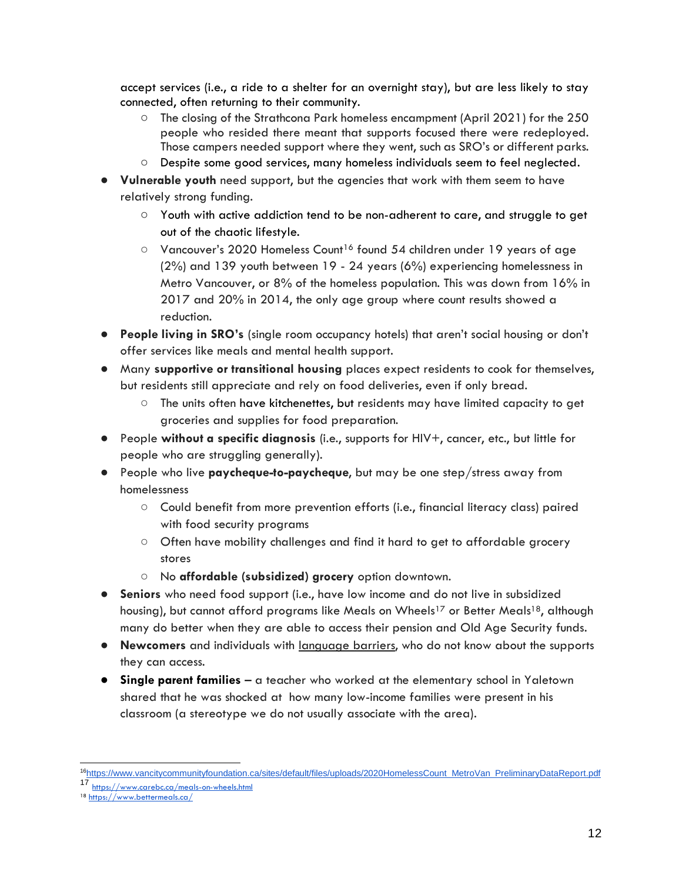accept services (i.e., a ride to a shelter for an overnight stay), but are less likely to stay connected, often returning to their community.

  - The closing of the Strathcona Park homeless encampment (April 2021) for the 250 people who resided there meant that supports focused there were redeployed. Those campers needed support where they went, such as SRO's or different parks.
  - Despite some good services, many homeless individuals seem to feel neglected.

- **Vulnerable youth** need support, but the agencies that work with them seem to have relatively strong funding.
  - Youth with active addiction tend to be non-adherent to care, and struggle to get out of the chaotic lifestyle.
  - Vancouver's 2020 Homeless Count[16] found 54 children under 19 years of age (2%) and 139 youth between 19 - 24 years (6%) experiencing homelessness in Metro Vancouver, or 8% of the homeless population. This was down from 16% in 2017 and 20% in 2014, the only age group where count results showed a reduction.
- **People living in SRO's** (single room occupancy hotels) that aren't social housing or don't offer services like meals and mental health support.
- Many **supportive or transitional housing** places expect residents to cook for themselves, but residents still appreciate and rely on food deliveries, even if only bread.
  - The units often have kitchenettes, but residents may have limited capacity to get groceries and supplies for food preparation.
- People **without a specific diagnosis** (i.e., supports for HIV+, cancer, etc., but little for people who are struggling generally).
- People who live **paycheque-to-paycheque**, but may be one step/stress away from homelessness
  - Could benefit from more prevention efforts (i.e., financial literacy class) paired with food security programs
  - Often have mobility challenges and find it hard to get to affordable grocery stores
  - No **affordable (subsidized) grocery** option downtown.
- **Seniors** who need food support (i.e., have low income and do not live in subsidized housing), but cannot afford programs like Meals on Wheels[17] or Better Meals[18], although many do better when they are able to access their pension and Old Age Security funds.
- **Newcomers** and individuals with language barriers, who do not know about the supports they can access.
- **Single parent families** – a teacher who worked at the elementary school in Yaletown shared that he was shocked at how many low-income families were present in his classroom (a stereotype we do not usually associate with the area).

---

[16] https://www.vancitycommunityfoundation.ca/sites/default/files/uploads/2020HomelessCount_MetroVan_PreliminaryDataReport.pdf

[17] https://www.carebc.ca/meals-on-wheels.html

[18] https://www.bettermeals.ca/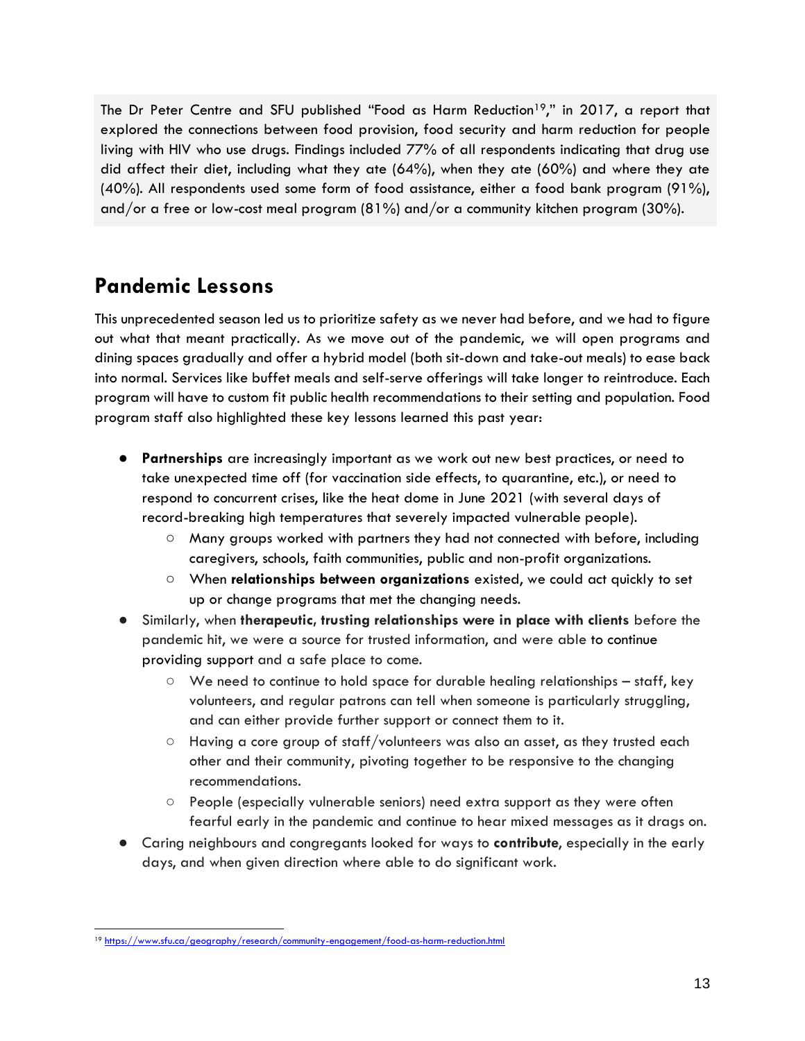The Dr Peter Centre and SFU published "Food as Harm Reduction[19]," in 2017, a report that explored the connections between food provision, food security and harm reduction for people living with HIV who use drugs. Findings included 77% of all respondents indicating that drug use did affect their diet, including what they ate (64%), when they ate (60%) and where they ate (40%). All respondents used some form of food assistance, either a food bank program (91%), and/or a free or low-cost meal program (81%) and/or a community kitchen program (30%).

## Pandemic Lessons

This unprecedented season led us to prioritize safety as we never had before, and we had to figure out what that meant practically. As we move out of the pandemic, we will open programs and dining spaces gradually and offer a hybrid model (both sit-down and take-out meals) to ease back into normal. Services like buffet meals and self-serve offerings will take longer to reintroduce. Each program will have to custom fit public health recommendations to their setting and population. Food program staff also highlighted these key lessons learned this past year:

- **Partnerships** are increasingly important as we work out new best practices, or need to take unexpected time off (for vaccination side effects, to quarantine, etc.), or need to respond to concurrent crises, like the heat dome in June 2021 (with several days of record-breaking high temperatures that severely impacted vulnerable people).
  - Many groups worked with partners they had not connected with before, including caregivers, schools, faith communities, public and non-profit organizations.
  - When **relationships between organizations** existed, we could act quickly to set up or change programs that met the changing needs.
- Similarly, when **therapeutic, trusting relationships were in place with clients** before the pandemic hit, we were a source for trusted information, and were able to continue providing support and a safe place to come.
  - We need to continue to hold space for durable healing relationships – staff, key volunteers, and regular patrons can tell when someone is particularly struggling, and can either provide further support or connect them to it.
  - Having a core group of staff/volunteers was also an asset, as they trusted each other and their community, pivoting together to be responsive to the changing recommendations.
  - People (especially vulnerable seniors) need extra support as they were often fearful early in the pandemic and continue to hear mixed messages as it drags on.
- Caring neighbours and congregants looked for ways to **contribute**, especially in the early days, and when given direction where able to do significant work.

[19] https://www.sfu.ca/geography/research/community-engagement/food-as-harm-reduction.html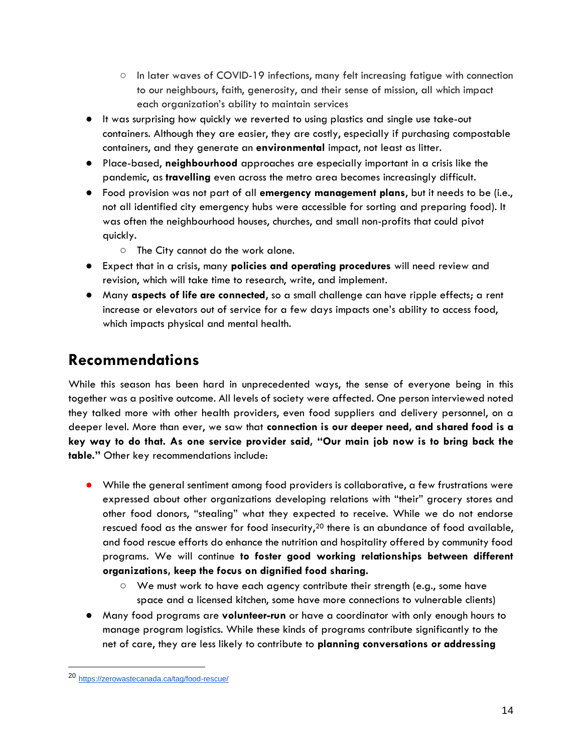- In later waves of COVID-19 infections, many felt increasing fatigue with connection to our neighbours, faith, generosity, and their sense of mission, all which impact each organization's ability to maintain services
- It was surprising how quickly we reverted to using plastics and single use take-out containers. Although they are easier, they are costly, especially if purchasing compostable containers, and they generate an **environmental** impact, not least as litter.
- Place-based, **neighbourhood** approaches are especially important in a crisis like the pandemic, as **travelling** even across the metro area becomes increasingly difficult.
- Food provision was not part of all **emergency management plans**, but it needs to be (i.e., not all identified city emergency hubs were accessible for sorting and preparing food). It was often the neighbourhood houses, churches, and small non-profits that could pivot quickly.
  - The City cannot do the work alone.
- Expect that in a crisis, many **policies and operating procedures** will need review and revision, which will take time to research, write, and implement.
- Many **aspects of life are connected**, so a small challenge can have ripple effects; a rent increase or elevators out of service for a few days impacts one's ability to access food, which impacts physical and mental health.

## Recommendations

While this season has been hard in unprecedented ways, the sense of everyone being in this together was a positive outcome. All levels of society were affected. One person interviewed noted they talked more with other health providers, even food suppliers and delivery personnel, on a deeper level. More than ever, we saw that **connection is our deeper need, and shared food is a key way to do that. As one service provider said, "Our main job now is to bring back the table."** Other key recommendations include:

- While the general sentiment among food providers is collaborative, a few frustrations were expressed about other organizations developing relations with "their" grocery stores and other food donors, "stealing" what they expected to receive. While we do not endorse rescued food as the answer for food insecurity,[20] there is an abundance of food available, and food rescue efforts do enhance the nutrition and hospitality offered by community food programs. We will continue **to foster good working relationships between different organizations, keep the focus on dignified food sharing.**
  - We must work to have each agency contribute their strength (e.g., some have space and a licensed kitchen, some have more connections to vulnerable clients)
- Many food programs are **volunteer-run** or have a coordinator with only enough hours to manage program logistics. While these kinds of programs contribute significantly to the net of care, they are less likely to contribute to **planning conversations or addressing**

[20] https://zerowastecanada.ca/tag/food-rescue/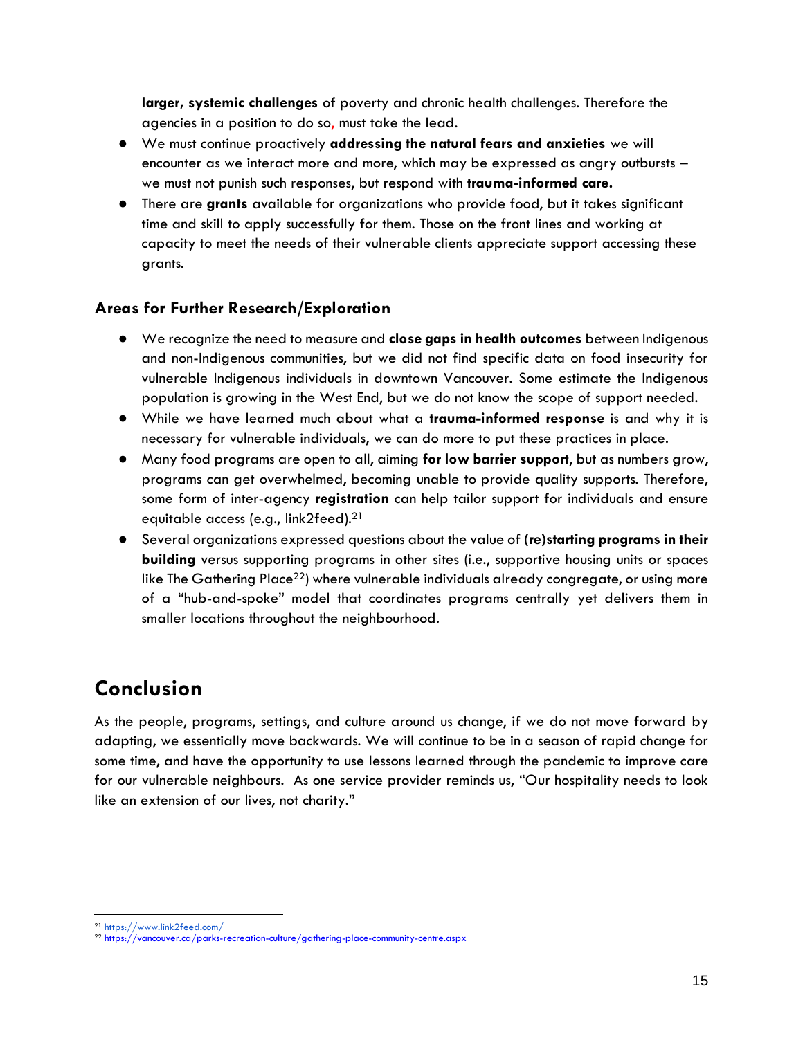**larger, systemic challenges** of poverty and chronic health challenges. Therefore the agencies in a position to do so, must take the lead.

- We must continue proactively **addressing the natural fears and anxieties** we will encounter as we interact more and more, which may be expressed as angry outbursts – we must not punish such responses, but respond with **trauma-informed care.**
- There are **grants** available for organizations who provide food, but it takes significant time and skill to apply successfully for them. Those on the front lines and working at capacity to meet the needs of their vulnerable clients appreciate support accessing these grants.

### Areas for Further Research/Exploration

- We recognize the need to measure and **close gaps in health outcomes** between Indigenous and non-Indigenous communities, but we did not find specific data on food insecurity for vulnerable Indigenous individuals in downtown Vancouver. Some estimate the Indigenous population is growing in the West End, but we do not know the scope of support needed.
- While we have learned much about what a **trauma-informed response** is and why it is necessary for vulnerable individuals, we can do more to put these practices in place.
- Many food programs are open to all, aiming **for low barrier support**, but as numbers grow, programs can get overwhelmed, becoming unable to provide quality supports. Therefore, some form of inter-agency **registration** can help tailor support for individuals and ensure equitable access (e.g., link2feed).[21]
- Several organizations expressed questions about the value of **(re)starting programs in their building** versus supporting programs in other sites (i.e., supportive housing units or spaces like The Gathering Place[22]) where vulnerable individuals already congregate, or using more of a "hub-and-spoke" model that coordinates programs centrally yet delivers them in smaller locations throughout the neighbourhood.

## Conclusion

As the people, programs, settings, and culture around us change, if we do not move forward by adapting, we essentially move backwards. We will continue to be in a season of rapid change for some time, and have the opportunity to use lessons learned through the pandemic to improve care for our vulnerable neighbours. As one service provider reminds us, "Our hospitality needs to look like an extension of our lives, not charity."

[21] https://www.link2feed.com/

[22] https://vancouver.ca/parks-recreation-culture/gathering-place-community-centre.aspx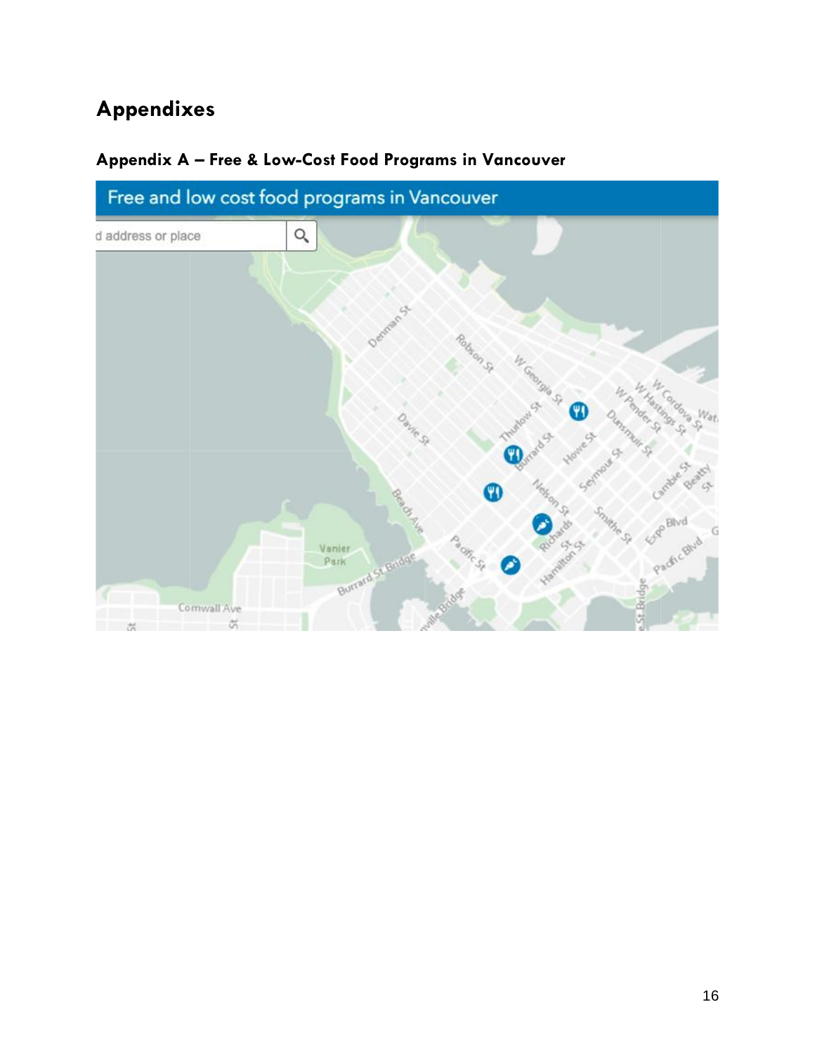# Appendixes

## Appendix A – Free & Low-Cost Food Programs in Vancouver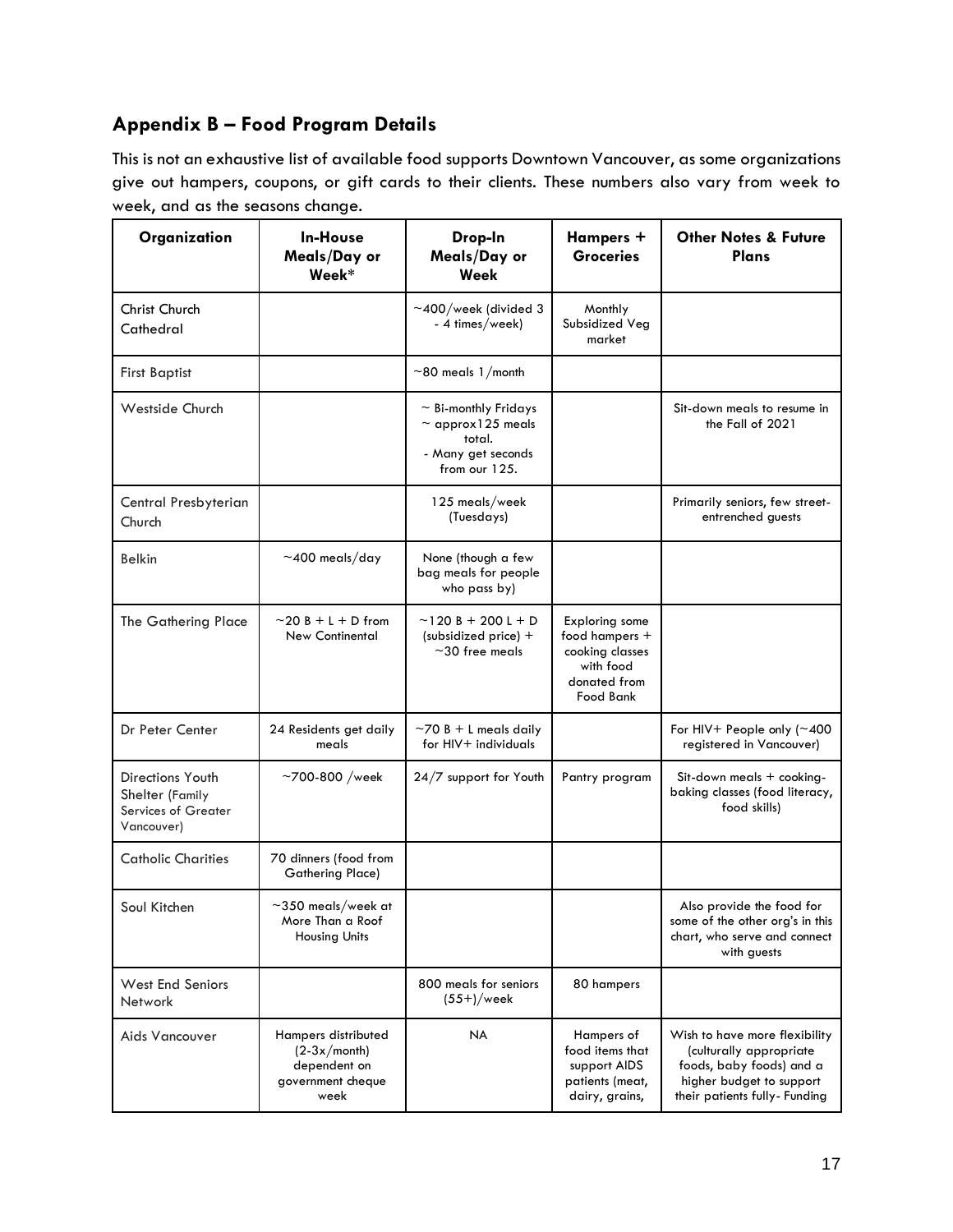## Appendix B – Food Program Details

This is not an exhaustive list of available food supports Downtown Vancouver, as some organizations give out hampers, coupons, or gift cards to their clients. These numbers also vary from week to week, and as the seasons change.

| Organization | In-House Meals/Day or Week* | Drop-In Meals/Day or Week | Hampers + Groceries | Other Notes & Future Plans |
|---|---|---|---|---|
| Christ Church Cathedral | | ~400/week (divided 3 - 4 times/week) | Monthly Subsidized Veg market | |
| First Baptist | | ~80 meals 1/month | | |
| Westside Church | | ~ Bi-monthly Fridays ~ approx125 meals total. - Many get seconds from our 125. | | Sit-down meals to resume in the Fall of 2021 |
| Central Presbyterian Church | | 125 meals/week (Tuesdays) | | Primarily seniors, few street-entrenched guests |
| Belkin | ~400 meals/day | None (though a few bag meals for people who pass by) | | |
| The Gathering Place | ~20 B + L + D from New Continental | ~120 B + 200 L + D (subsidized price) + ~30 free meals | Exploring some food hampers + cooking classes with food donated from Food Bank | |
| Dr Peter Center | 24 Residents get daily meals | ~70 B + L meals daily for HIV+ individuals | | For HIV+ People only (~400 registered in Vancouver) |
| Directions Youth Shelter (Family Services of Greater Vancouver) | ~700-800 /week | 24/7 support for Youth | Pantry program | Sit-down meals + cooking-baking classes (food literacy, food skills) |
| Catholic Charities | 70 dinners (food from Gathering Place) | | | |
| Soul Kitchen | ~350 meals/week at More Than a Roof Housing Units | | | Also provide the food for some of the other org's in this chart, who serve and connect with guests |
| West End Seniors Network | | 800 meals for seniors (55+)/week | 80 hampers | |
| Aids Vancouver | Hampers distributed (2-3x/month) dependent on government cheque week | NA | Hampers of food items that support AIDS patients (meat, dairy, grains, | Wish to have more flexibility (culturally appropriate foods, baby foods) and a higher budget to support their patients fully- Funding |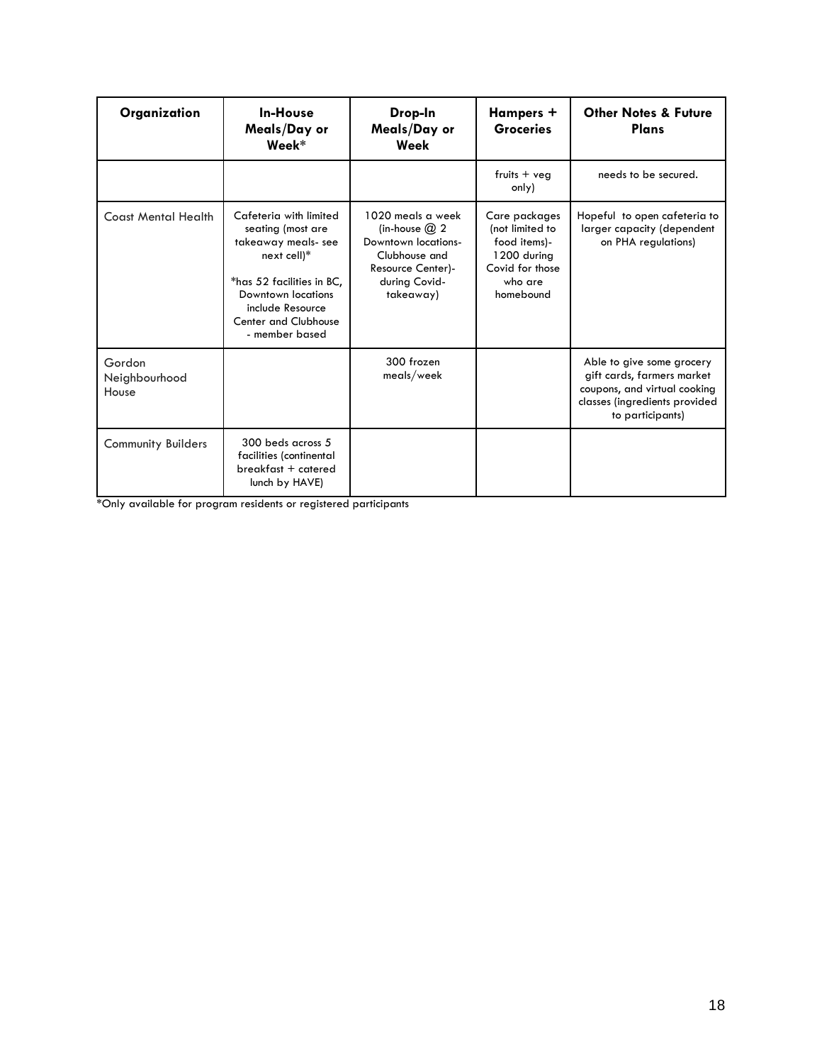| Organization | In-House Meals/Day or Week* | Drop-In Meals/Day or Week | Hampers + Groceries | Other Notes & Future Plans |
|---|---|---|---|---|
| | | | fruits + veg only) | needs to be secured. |
| Coast Mental Health | Cafeteria with limited seating (most are takeaway meals- see next cell)*<br><br>*has 52 facilities in BC, Downtown locations include Resource Center and Clubhouse - member based | 1020 meals a week (in-house @ 2 Downtown locations- Clubhouse and Resource Center)- during Covid- takeaway) | Care packages (not limited to food items)- 1200 during Covid for those who are homebound | Hopeful to open cafeteria to larger capacity (dependent on PHA regulations) |
| Gordon Neighbourhood House | | 300 frozen meals/week | | Able to give some grocery gift cards, farmers market coupons, and virtual cooking classes (ingredients provided to participants) |
| Community Builders | 300 beds across 5 facilities (continental breakfast + catered lunch by HAVE) | | | |

*Only available for program residents or registered participants